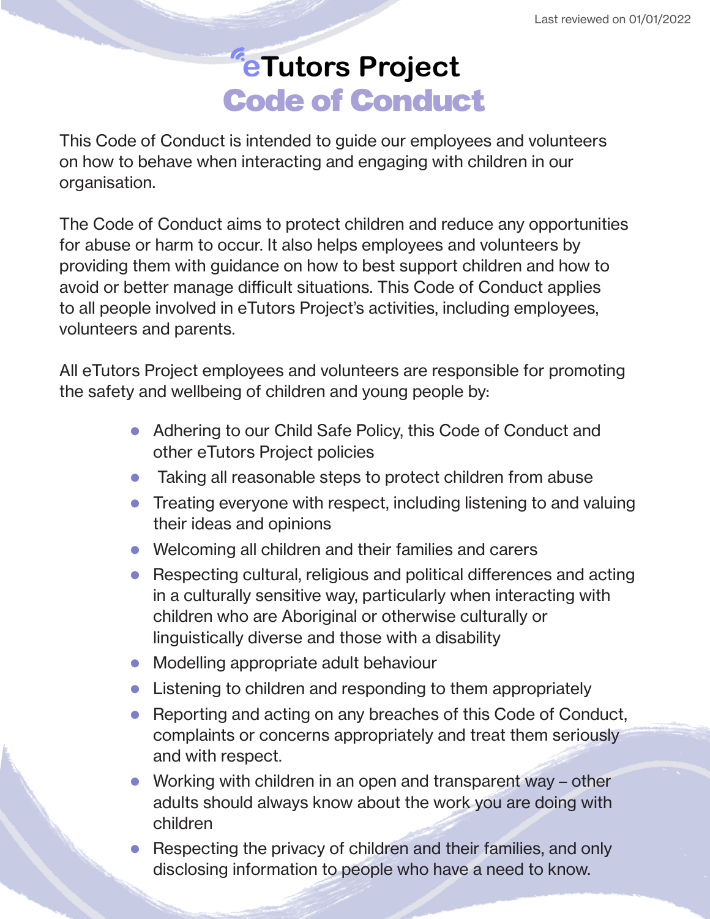Last reviewed on 01/01/2022

# eTutors Project
# Code of Conduct

This Code of Conduct is intended to guide our employees and volunteers on how to behave when interacting and engaging with children in our organisation.

The Code of Conduct aims to protect children and reduce any opportunities for abuse or harm to occur. It also helps employees and volunteers by providing them with guidance on how to best support children and how to avoid or better manage difficult situations. This Code of Conduct applies to all people involved in eTutors Project's activities, including employees, volunteers and parents.

All eTutors Project employees and volunteers are responsible for promoting the safety and wellbeing of children and young people by:

- Adhering to our Child Safe Policy, this Code of Conduct and other eTutors Project policies
- Taking all reasonable steps to protect children from abuse
- Treating everyone with respect, including listening to and valuing their ideas and opinions
- Welcoming all children and their families and carers
- Respecting cultural, religious and political differences and acting in a culturally sensitive way, particularly when interacting with children who are Aboriginal or otherwise culturally or linguistically diverse and those with a disability
- Modelling appropriate adult behaviour
- Listening to children and responding to them appropriately
- Reporting and acting on any breaches of this Code of Conduct, complaints or concerns appropriately and treat them seriously and with respect.
- Working with children in an open and transparent way – other adults should always know about the work you are doing with children
- Respecting the privacy of children and their families, and only disclosing information to people who have a need to know.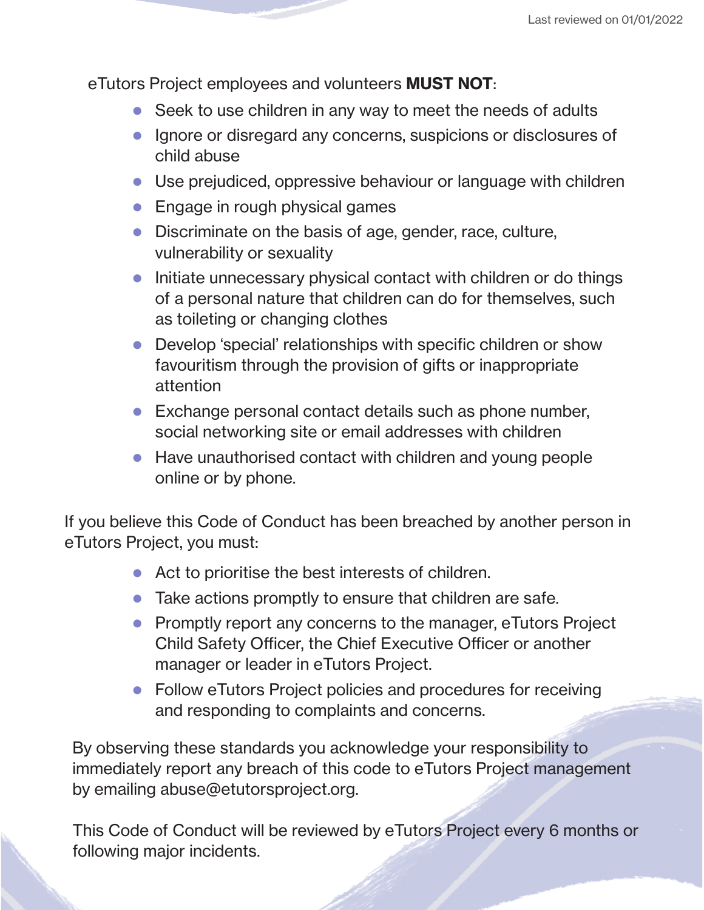eTutors Project employees and volunteers **MUST NOT**:

- Seek to use children in any way to meet the needs of adults
- Ignore or disregard any concerns, suspicions or disclosures of child abuse
- Use prejudiced, oppressive behaviour or language with children
- Engage in rough physical games
- Discriminate on the basis of age, gender, race, culture, vulnerability or sexuality
- Initiate unnecessary physical contact with children or do things of a personal nature that children can do for themselves, such as toileting or changing clothes
- Develop 'special' relationships with specific children or show favouritism through the provision of gifts or inappropriate attention
- Exchange personal contact details such as phone number, social networking site or email addresses with children
- Have unauthorised contact with children and young people online or by phone.

If you believe this Code of Conduct has been breached by another person in eTutors Project, you must:

- Act to prioritise the best interests of children.
- Take actions promptly to ensure that children are safe.
- Promptly report any concerns to the manager, eTutors Project Child Safety Officer, the Chief Executive Officer or another manager or leader in eTutors Project.
- Follow eTutors Project policies and procedures for receiving and responding to complaints and concerns.

By observing these standards you acknowledge your responsibility to immediately report any breach of this code to eTutors Project management by emailing abuse@etutorsproject.org.

This Code of Conduct will be reviewed by eTutors Project every 6 months or following major incidents.